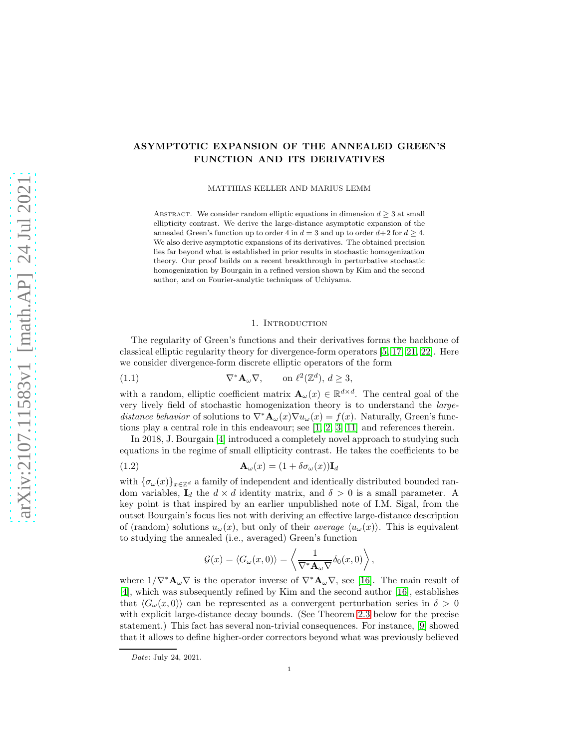# ASYMPTOTIC EXPANSION OF THE ANNEALED GREEN'S FUNCTION AND ITS DERIVATIVES

MATTHIAS KELLER AND MARIUS LEMM

Abstract. We consider random elliptic equations in dimension $d \geq 3$ at small ellipticity contrast. We derive the large-distance asymptotic expansion of the annealed Green's function up to order 4 in $d = 3$ and up to order $d+2$ for $d \geq 4$. We also derive asymptotic expansions of its derivatives. The obtained precision lies far beyond what is established in prior results in stochastic homogenization theory. Our proof builds on a recent breakthrough in perturbative stochastic homogenization by Bourgain in a refined version shown by Kim and the second author, and on Fourier-analytic techniques of Uchiyama.

## 1. Introduction

The regularity of Green's functions and their derivatives forms the backbone of classical elliptic regularity theory for divergence-form operators [5, 17, 21, 22]. Here we consider divergence-form discrete elliptic operators of the form

$$\nabla^* \mathbf{A}_\omega \nabla, \qquad \text{on } \ell^2(\mathbb{Z}^d),\ d \geq 3, \tag{1.1}$$

with a random, elliptic coefficient matrix $\mathbf{A}_\omega(x) \in \mathbb{R}^{d\times d}$. The central goal of the very lively field of stochastic homogenization theory is to understand the *large-distance behavior* of solutions to $\nabla^* \mathbf{A}_\omega(x) \nabla u_\omega(x) = f(x)$. Naturally, Green's functions play a central role in this endeavour; see [1, 2, 3, 11] and references therein.

In 2018, J. Bourgain [4] introduced a completely novel approach to studying such equations in the regime of small ellipticity contrast. He takes the coefficients to be

$$\mathbf{A}_\omega(x) = (1 + \delta \sigma_\omega(x)) \mathbf{I}_d \tag{1.2}$$

with $\{\sigma_\omega(x)\}_{x\in\mathbb{Z}^d}$ a family of independent and identically distributed bounded random variables, $\mathbf{I}_d$ the $d \times d$ identity matrix, and $\delta > 0$ is a small parameter. A key point is that inspired by an earlier unpublished note of I.M. Sigal, from the outset Bourgain's focus lies not with deriving an effective large-distance description of (random) solutions $u_\omega(x)$, but only of their *average* $\langle u_\omega(x)\rangle$. This is equivalent to studying the annealed (i.e., averaged) Green's function

$$\mathcal{G}(x) = \langle G_\omega(x,0)\rangle = \left\langle \frac{1}{\nabla^* \mathbf{A}_\omega \nabla} \delta_0(x,0) \right\rangle,$$

where $1/\nabla^* \mathbf{A}_\omega \nabla$ is the operator inverse of $\nabla^* \mathbf{A}_\omega \nabla$, see [16]. The main result of [4], which was subsequently refined by Kim and the second author [16], establishes that $\langle G_\omega(x,0)\rangle$ can be represented as a convergent perturbation series in $\delta > 0$ with explicit large-distance decay bounds. (See Theorem 2.3 below for the precise statement.) This fact has several non-trivial consequences. For instance, [9] showed that it allows to define higher-order correctors beyond what was previously believed

*Date*: July 24, 2021.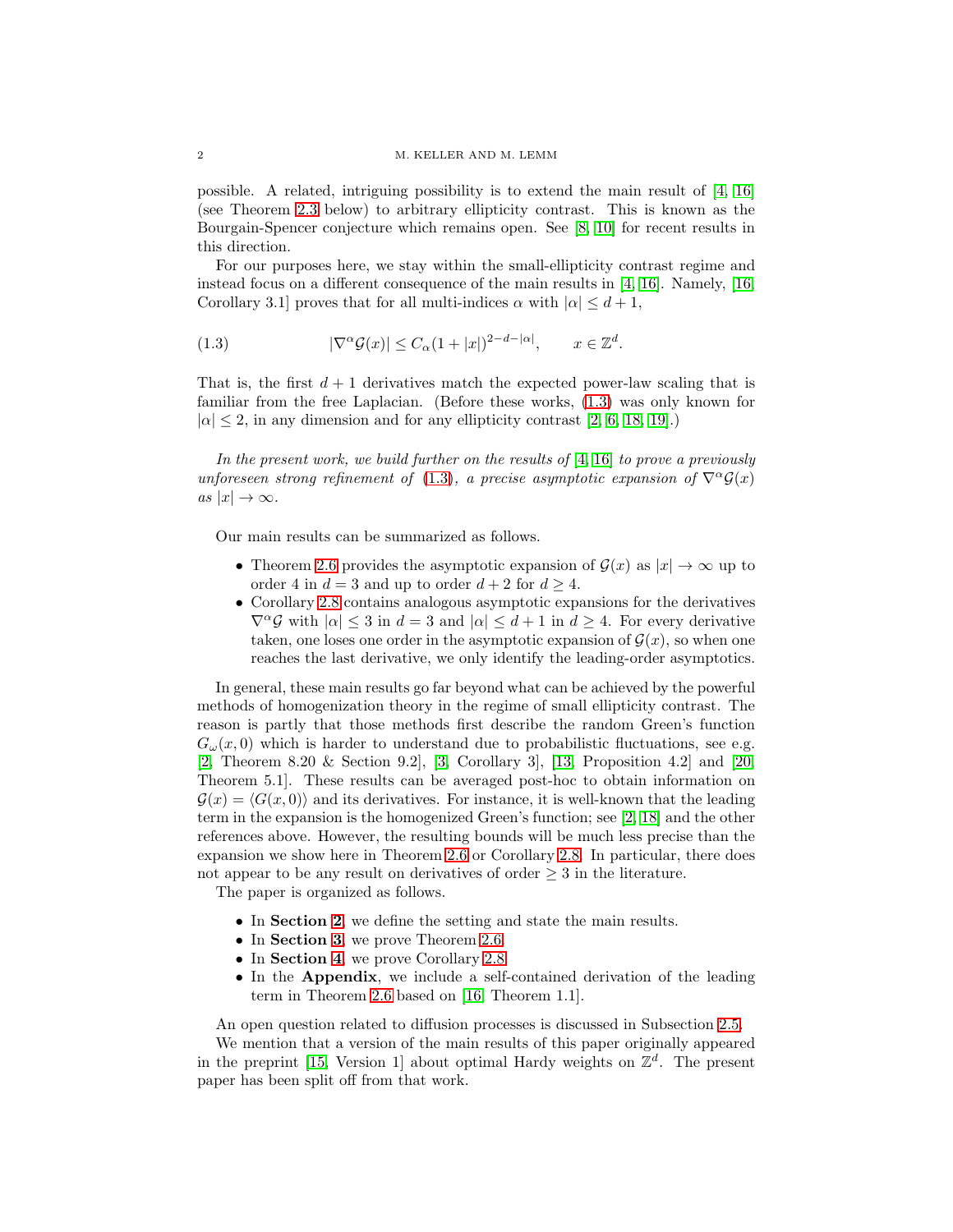possible. A related, intriguing possibility is to extend the main result of [4, 16] (see Theorem 2.3 below) to arbitrary ellipticity contrast. This is known as the Bourgain-Spencer conjecture which remains open. See [8, 10] for recent results in this direction.

For our purposes here, we stay within the small-ellipticity contrast regime and instead focus on a different consequence of the main results in [4, 16]. Namely, [16, Corollary 3.1] proves that for all multi-indices $\alpha$ with $|\alpha| \leq d+1$,

$$|\nabla^\alpha \mathcal{G}(x)| \leq C_\alpha (1+|x|)^{2-d-|\alpha|}, \qquad x \in \mathbb{Z}^d. \tag{1.3}$$

That is, the first $d+1$ derivatives match the expected power-law scaling that is familiar from the free Laplacian. (Before these works, (1.3) was only known for $|\alpha| \leq 2$, in any dimension and for any ellipticity contrast [2, 6, 18, 19].)

*In the present work, we build further on the results of [4, 16] to prove a previously unforeseen strong refinement of (1.3), a precise asymptotic expansion of $\nabla^\alpha \mathcal{G}(x)$ as $|x| \to \infty$.*

Our main results can be summarized as follows.

- Theorem 2.6 provides the asymptotic expansion of $\mathcal{G}(x)$ as $|x| \to \infty$ up to order 4 in $d=3$ and up to order $d+2$ for $d \geq 4$.
- Corollary 2.8 contains analogous asymptotic expansions for the derivatives $\nabla^\alpha \mathcal{G}$ with $|\alpha| \leq 3$ in $d=3$ and $|\alpha| \leq d+1$ in $d \geq 4$. For every derivative taken, one loses one order in the asymptotic expansion of $\mathcal{G}(x)$, so when one reaches the last derivative, we only identify the leading-order asymptotics.

In general, these main results go far beyond what can be achieved by the powerful methods of homogenization theory in the regime of small ellipticity contrast. The reason is partly that those methods first describe the random Green's function $G_\omega(x,0)$ which is harder to understand due to probabilistic fluctuations, see e.g. [2, Theorem 8.20 & Section 9.2], [3, Corollary 3], [13, Proposition 4.2] and [20, Theorem 5.1]. These results can be averaged post-hoc to obtain information on $\mathcal{G}(x) = \langle G(x,0)\rangle$ and its derivatives. For instance, it is well-known that the leading term in the expansion is the homogenized Green's function; see [2, 18] and the other references above. However, the resulting bounds will be much less precise than the expansion we show here in Theorem 2.6 or Corollary 2.8. In particular, there does not appear to be any result on derivatives of order $\geq 3$ in the literature.

The paper is organized as follows.

- In **Section 2**, we define the setting and state the main results.
- In **Section 3**, we prove Theorem 2.6.
- In **Section 4**, we prove Corollary 2.8.
- In the **Appendix**, we include a self-contained derivation of the leading term in Theorem 2.6 based on [16, Theorem 1.1].

An open question related to diffusion processes is discussed in Subsection 2.5.

We mention that a version of the main results of this paper originally appeared in the preprint [15, Version 1] about optimal Hardy weights on $\mathbb{Z}^d$. The present paper has been split off from that work.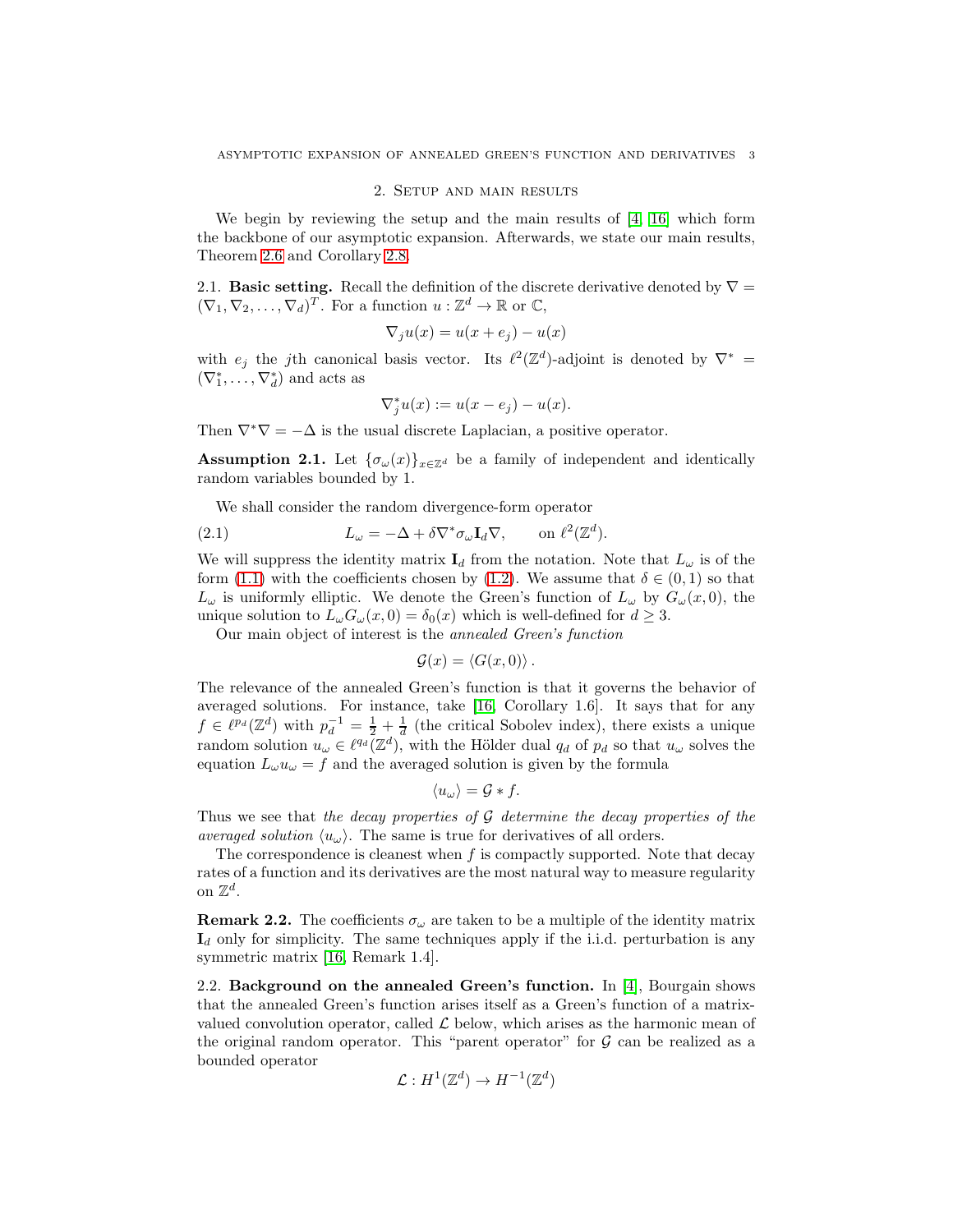## 2. Setup and main results

We begin by reviewing the setup and the main results of [4, 16] which form the backbone of our asymptotic expansion. Afterwards, we state our main results, Theorem 2.6 and Corollary 2.8.

2.1. **Basic setting.** Recall the definition of the discrete derivative denoted by $\nabla = (\nabla_1, \nabla_2, \ldots, \nabla_d)^T$. For a function $u : \mathbb{Z}^d \to \mathbb{R}$ or $\mathbb{C}$,

$$\nabla_j u(x) = u(x + e_j) - u(x)$$

with $e_j$ the $j$th canonical basis vector. Its $\ell^2(\mathbb{Z}^d)$-adjoint is denoted by $\nabla^* = (\nabla_1^*, \ldots, \nabla_d^*)$ and acts as

$$\nabla_j^* u(x) := u(x - e_j) - u(x).$$

Then $\nabla^*\nabla = -\Delta$ is the usual discrete Laplacian, a positive operator.

**Assumption 2.1.** Let $\{\sigma_\omega(x)\}_{x\in\mathbb{Z}^d}$ be a family of independent and identically random variables bounded by 1.

We shall consider the random divergence-form operator

$$L_\omega = -\Delta + \delta \nabla^* \sigma_\omega \mathbf{I}_d \nabla, \qquad \text{on } \ell^2(\mathbb{Z}^d). \tag{2.1}$$

We will suppress the identity matrix $\mathbf{I}_d$ from the notation. Note that $L_\omega$ is of the form (1.1) with the coefficients chosen by (1.2). We assume that $\delta \in (0, 1)$ so that $L_\omega$ is uniformly elliptic. We denote the Green's function of $L_\omega$ by $G_\omega(x, 0)$, the unique solution to $L_\omega G_\omega(x, 0) = \delta_0(x)$ which is well-defined for $d \geq 3$.

Our main object of interest is the *annealed Green's function*

$$\mathcal{G}(x) = \langle G(x, 0)\rangle .$$

The relevance of the annealed Green's function is that it governs the behavior of averaged solutions. For instance, take [16, Corollary 1.6]. It says that for any $f \in \ell^{p_d}(\mathbb{Z}^d)$ with $p_d^{-1} = \frac{1}{2} + \frac{1}{d}$ (the critical Sobolev index), there exists a unique random solution $u_\omega \in \ell^{q_d}(\mathbb{Z}^d)$, with the Hölder dual $q_d$ of $p_d$ so that $u_\omega$ solves the equation $L_\omega u_\omega = f$ and the averaged solution is given by the formula

$$\langle u_\omega\rangle = \mathcal{G} * f.$$

Thus we see that *the decay properties of* $\mathcal{G}$ *determine the decay properties of the averaged solution* $\langle u_\omega\rangle$. The same is true for derivatives of all orders.

The correspondence is cleanest when $f$ is compactly supported. Note that decay rates of a function and its derivatives are the most natural way to measure regularity on $\mathbb{Z}^d$.

**Remark 2.2.** The coefficients $\sigma_\omega$ are taken to be a multiple of the identity matrix $\mathbf{I}_d$ only for simplicity. The same techniques apply if the i.i.d. perturbation is any symmetric matrix [16, Remark 1.4].

2.2. **Background on the annealed Green's function.** In [4], Bourgain shows that the annealed Green's function arises itself as a Green's function of a matrix-valued convolution operator, called $\mathcal{L}$ below, which arises as the harmonic mean of the original random operator. This "parent operator" for $\mathcal{G}$ can be realized as a bounded operator

$$\mathcal{L} : H^1(\mathbb{Z}^d) \to H^{-1}(\mathbb{Z}^d)$$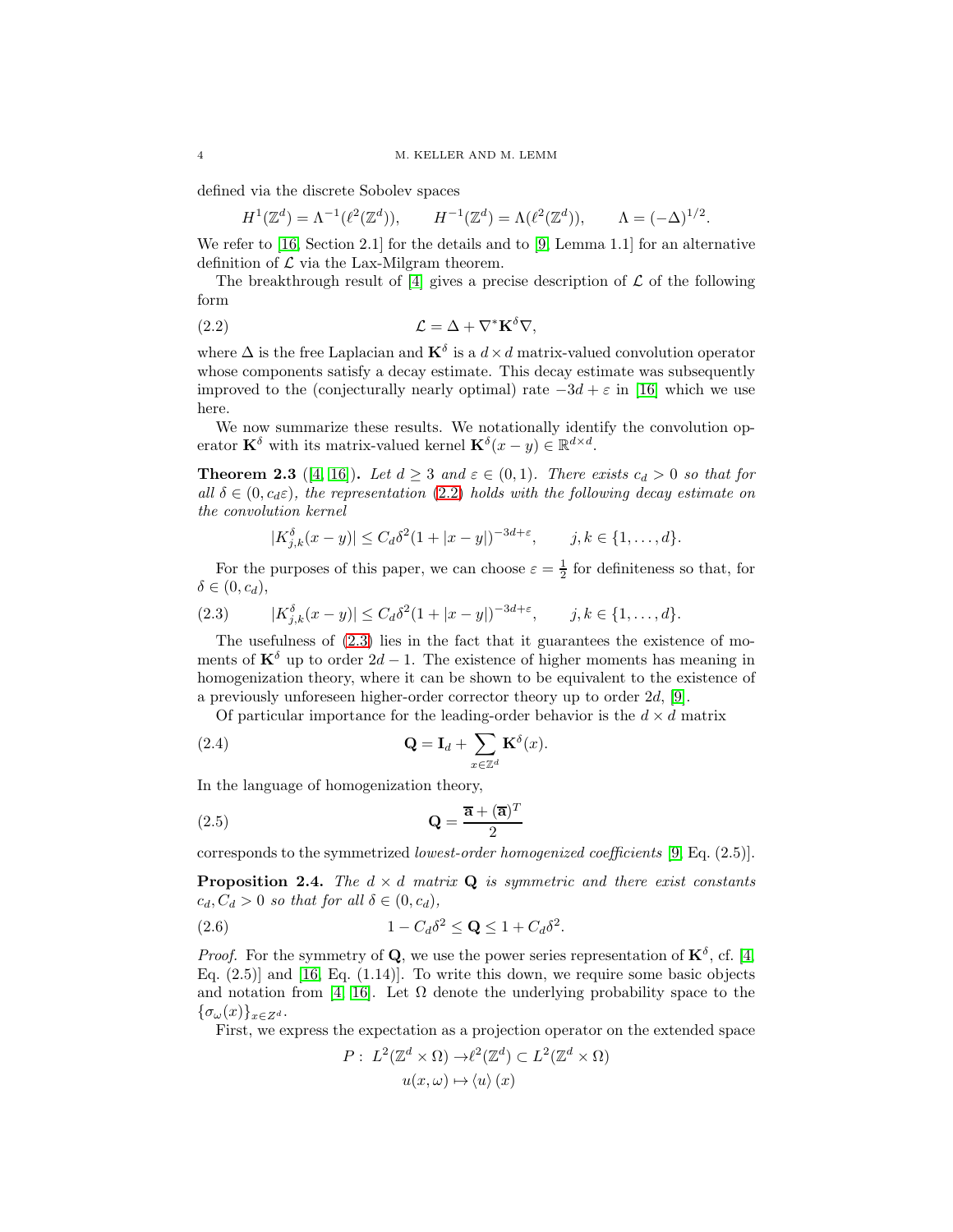defined via the discrete Sobolev spaces

$$H^1(\mathbb{Z}^d) = \Lambda^{-1}(\ell^2(\mathbb{Z}^d)), \qquad H^{-1}(\mathbb{Z}^d) = \Lambda(\ell^2(\mathbb{Z}^d)), \qquad \Lambda = (-\Delta)^{1/2}.$$

We refer to [16, Section 2.1] for the details and to [9, Lemma 1.1] for an alternative definition of $\mathcal{L}$ via the Lax-Milgram theorem.

The breakthrough result of [4] gives a precise description of $\mathcal{L}$ of the following form

$$\mathcal{L} = \Delta + \nabla^* \mathbf{K}^\delta \nabla, \tag{2.2}$$

where $\Delta$ is the free Laplacian and $\mathbf{K}^\delta$ is a $d \times d$ matrix-valued convolution operator whose components satisfy a decay estimate. This decay estimate was subsequently improved to the (conjecturally nearly optimal) rate $-3d + \varepsilon$ in [16] which we use here.

We now summarize these results. We notationally identify the convolution operator $\mathbf{K}^\delta$ with its matrix-valued kernel $\mathbf{K}^\delta(x - y) \in \mathbb{R}^{d\times d}$.

**Theorem 2.3** ([4, 16]). *Let $d \geq 3$ and $\varepsilon \in (0, 1)$. There exists $c_d > 0$ so that for all $\delta \in (0, c_d\varepsilon)$, the representation (2.2) holds with the following decay estimate on the convolution kernel*

$$|K^\delta_{j,k}(x - y)| \leq C_d \delta^2 (1 + |x - y|)^{-3d+\varepsilon}, \qquad j, k \in \{1, \ldots, d\}.$$

For the purposes of this paper, we can choose $\varepsilon = \frac{1}{2}$ for definiteness so that, for $\delta \in (0, c_d)$,

$$|K^\delta_{j,k}(x - y)| \leq C_d \delta^2 (1 + |x - y|)^{-3d+\varepsilon}, \qquad j, k \in \{1, \ldots, d\}. \tag{2.3}$$

The usefulness of (2.3) lies in the fact that it guarantees the existence of moments of $\mathbf{K}^\delta$ up to order $2d - 1$. The existence of higher moments has meaning in homogenization theory, where it can be shown to be equivalent to the existence of a previously unforeseen higher-order corrector theory up to order $2d$, [9].

Of particular importance for the leading-order behavior is the $d \times d$ matrix

$$\mathbf{Q} = \mathbf{I}_d + \sum_{x\in\mathbb{Z}^d} \mathbf{K}^\delta(x). \tag{2.4}$$

In the language of homogenization theory,

$$\mathbf{Q} = \frac{\overline{\mathbf{a}} + (\overline{\mathbf{a}})^T}{2} \tag{2.5}$$

corresponds to the symmetrized *lowest-order homogenized coefficients* [9, Eq. (2.5)].

**Proposition 2.4.** *The $d \times d$ matrix $\mathbf{Q}$ is symmetric and there exist constants $c_d, C_d > 0$ so that for all $\delta \in (0, c_d)$,*

$$1 - C_d\delta^2 \leq \mathbf{Q} \leq 1 + C_d\delta^2. \tag{2.6}$$

*Proof.* For the symmetry of $\mathbf{Q}$, we use the power series representation of $\mathbf{K}^\delta$, cf. [4, Eq. (2.5)] and [16, Eq. (1.14)]. To write this down, we require some basic objects and notation from [4, 16]. Let $\Omega$ denote the underlying probability space to the $\{\sigma_\omega(x)\}_{x\in Z^d}$.

First, we express the expectation as a projection operator on the extended space

$$P : \; L^2(\mathbb{Z}^d \times \Omega) \to \ell^2(\mathbb{Z}^d) \subset L^2(\mathbb{Z}^d \times \Omega)$$
$$u(x, \omega) \mapsto \langle u \rangle (x)$$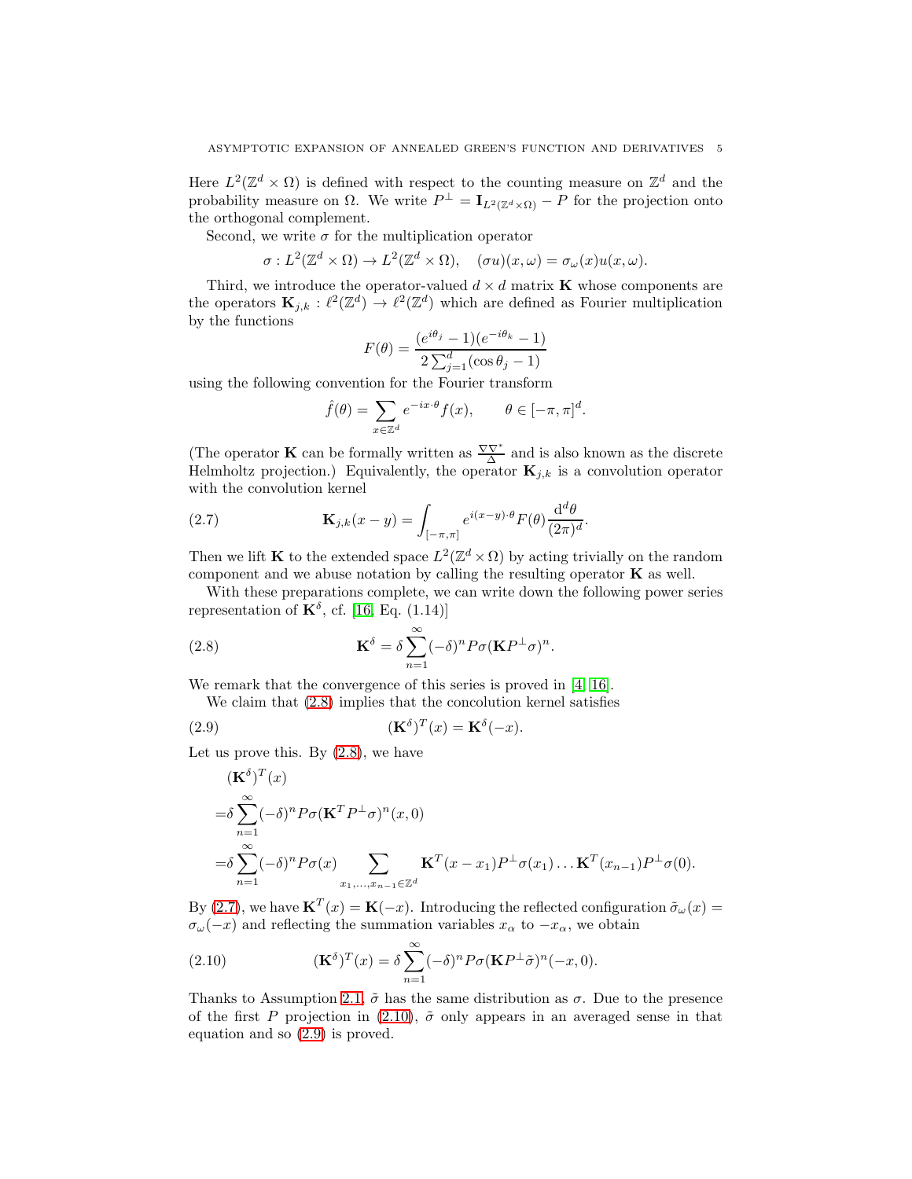Here $L^2(\mathbb{Z}^d \times \Omega)$ is defined with respect to the counting measure on $\mathbb{Z}^d$ and the probability measure on $\Omega$. We write $P^\perp = \mathbf{I}_{L^2(\mathbb{Z}^d\times\Omega)} - P$ for the projection onto the orthogonal complement.

Second, we write $\sigma$ for the multiplication operator

$$\sigma : L^2(\mathbb{Z}^d \times \Omega) \to L^2(\mathbb{Z}^d \times \Omega), \quad (\sigma u)(x,\omega) = \sigma_\omega(x) u(x,\omega).$$

Third, we introduce the operator-valued $d \times d$ matrix $\mathbf{K}$ whose components are the operators $\mathbf{K}_{j,k} : \ell^2(\mathbb{Z}^d) \to \ell^2(\mathbb{Z}^d)$ which are defined as Fourier multiplication by the functions

$$F(\theta) = \frac{(e^{i\theta_j} - 1)(e^{-i\theta_k} - 1)}{2\sum_{j=1}^d (\cos\theta_j - 1)}$$

using the following convention for the Fourier transform

$$\hat{f}(\theta) = \sum_{x\in\mathbb{Z}^d} e^{-ix\cdot\theta} f(x), \qquad \theta \in [-\pi,\pi]^d.$$

(The operator $\mathbf{K}$ can be formally written as $\frac{\nabla\nabla^*}{\Delta}$ and is also known as the discrete Helmholtz projection.) Equivalently, the operator $\mathbf{K}_{j,k}$ is a convolution operator with the convolution kernel

$$\mathbf{K}_{j,k}(x-y) = \int_{[-\pi,\pi]} e^{i(x-y)\cdot\theta} F(\theta) \frac{\mathrm{d}^d\theta}{(2\pi)^d}. \tag{2.7}$$

Then we lift $\mathbf{K}$ to the extended space $L^2(\mathbb{Z}^d \times \Omega)$ by acting trivially on the random component and we abuse notation by calling the resulting operator $\mathbf{K}$ as well.

With these preparations complete, we can write down the following power series representation of $\mathbf{K}^\delta$, cf. [16, Eq. (1.14)]

$$\mathbf{K}^\delta = \delta \sum_{n=1}^\infty (-\delta)^n P\sigma(\mathbf{K}P^\perp\sigma)^n. \tag{2.8}$$

We remark that the convergence of this series is proved in [4, 16].

We claim that (2.8) implies that the concolution kernel satisfies

$$(\mathbf{K}^\delta)^T(x) = \mathbf{K}^\delta(-x). \tag{2.9}$$

Let us prove this. By (2.8), we have

$$\begin{aligned}
&(\mathbf{K}^\delta)^T(x) \\
=&\delta \sum_{n=1}^\infty (-\delta)^n P\sigma(\mathbf{K}^T P^\perp\sigma)^n(x,0) \\
=&\delta \sum_{n=1}^\infty (-\delta)^n P\sigma(x) \sum_{x_1,\ldots,x_{n-1}\in\mathbb{Z}^d} \mathbf{K}^T(x-x_1)P^\perp\sigma(x_1)\ldots\mathbf{K}^T(x_{n-1})P^\perp\sigma(0).
\end{aligned}$$

By (2.7), we have $\mathbf{K}^T(x) = \mathbf{K}(-x)$. Introducing the reflected configuration $\tilde{\sigma}_\omega(x) = \sigma_\omega(-x)$ and reflecting the summation variables $x_\alpha$ to $-x_\alpha$, we obtain

$$(\mathbf{K}^\delta)^T(x) = \delta \sum_{n=1}^\infty (-\delta)^n P\sigma(\mathbf{K}P^\perp\tilde{\sigma})^n(-x,0). \tag{2.10}$$

Thanks to Assumption 2.1, $\tilde{\sigma}$ has the same distribution as $\sigma$. Due to the presence of the first $P$ projection in (2.10), $\tilde{\sigma}$ only appears in an averaged sense in that equation and so (2.9) is proved.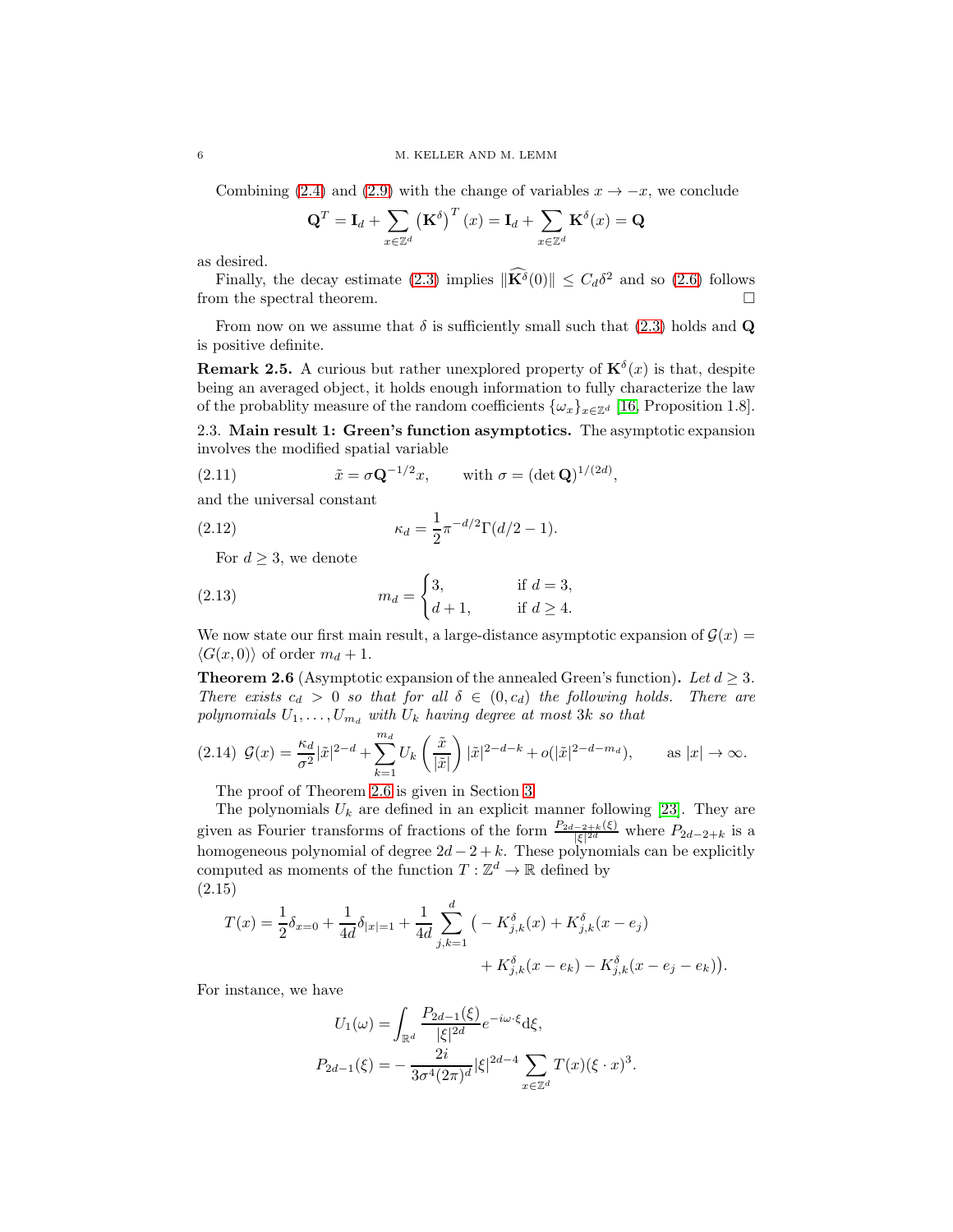Combining (2.4) and (2.9) with the change of variables $x \to -x$, we conclude

$$\mathbf{Q}^T = \mathbf{I}_d + \sum_{x\in\mathbb{Z}^d} \left(\mathbf{K}^\delta\right)^T(x) = \mathbf{I}_d + \sum_{x\in\mathbb{Z}^d} \mathbf{K}^\delta(x) = \mathbf{Q}$$

as desired.

Finally, the decay estimate (2.3) implies $\|\widehat{\mathbf{K}^\delta}(0)\| \leq C_d\delta^2$ and so (2.6) follows from the spectral theorem. □

From now on we assume that $\delta$ is sufficiently small such that (2.3) holds and $\mathbf{Q}$ is positive definite.

**Remark 2.5.** A curious but rather unexplored property of $\mathbf{K}^\delta(x)$ is that, despite being an averaged object, it holds enough information to fully characterize the law of the probablity measure of the random coefficients $\{\omega_x\}_{x\in\mathbb{Z}^d}$ [16, Proposition 1.8].

### 2.3. Main result 1: Green's function asymptotics.

The asymptotic expansion involves the modified spatial variable

$$\tilde{x} = \sigma\mathbf{Q}^{-1/2}x, \qquad \text{with } \sigma = (\det\mathbf{Q})^{1/(2d)}, \tag{2.11}$$

and the universal constant

$$\kappa_d = \frac{1}{2}\pi^{-d/2}\Gamma(d/2-1). \tag{2.12}$$

For $d \geq 3$, we denote

$$m_d = \begin{cases} 3, & \text{if } d=3, \\ d+1, & \text{if } d\geq 4. \end{cases} \tag{2.13}$$

We now state our first main result, a large-distance asymptotic expansion of $\mathcal{G}(x) = \langle G(x,0)\rangle$ of order $m_d+1$.

**Theorem 2.6** (Asymptotic expansion of the annealed Green's function)**.** *Let $d\geq 3$. There exists $c_d > 0$ so that for all $\delta \in (0, c_d)$ the following holds. There are polynomials $U_1, \ldots, U_{m_d}$ with $U_k$ having degree at most $3k$ so that*

$$\mathcal{G}(x) = \frac{\kappa_d}{\sigma^2}|\tilde{x}|^{2-d} + \sum_{k=1}^{m_d} U_k\left(\frac{\tilde{x}}{|\tilde{x}|}\right)|\tilde{x}|^{2-d-k} + o(|\tilde{x}|^{2-d-m_d}), \qquad \text{as } |x|\to\infty. \tag{2.14}$$

The proof of Theorem 2.6 is given in Section 3.

The polynomials $U_k$ are defined in an explicit manner following [23]. They are given as Fourier transforms of fractions of the form $\frac{P_{2d-2+k}(\xi)}{|\xi|^{2d}}$ where $P_{2d-2+k}$ is a homogeneous polynomial of degree $2d-2+k$. These polynomials can be explicitly computed as moments of the function $T : \mathbb{Z}^d \to \mathbb{R}$ defined by

$$T(x) = \frac{1}{2}\delta_{x=0} + \frac{1}{4d}\delta_{|x|=1} + \frac{1}{4d}\sum_{j,k=1}^{d}\big(-K^\delta_{j,k}(x) + K^\delta_{j,k}(x-e_j) + K^\delta_{j,k}(x-e_k) - K^\delta_{j,k}(x-e_j-e_k)\big). \tag{2.15}$$

For instance, we have

$$\begin{aligned} U_1(\omega) &= \int_{\mathbb{R}^d} \frac{P_{2d-1}(\xi)}{|\xi|^{2d}} e^{-i\omega\cdot\xi}\mathrm{d}\xi, \\ P_{2d-1}(\xi) &= -\frac{2i}{3\sigma^4(2\pi)^d}|\xi|^{2d-4}\sum_{x\in\mathbb{Z}^d} T(x)(\xi\cdot x)^3. \end{aligned}$$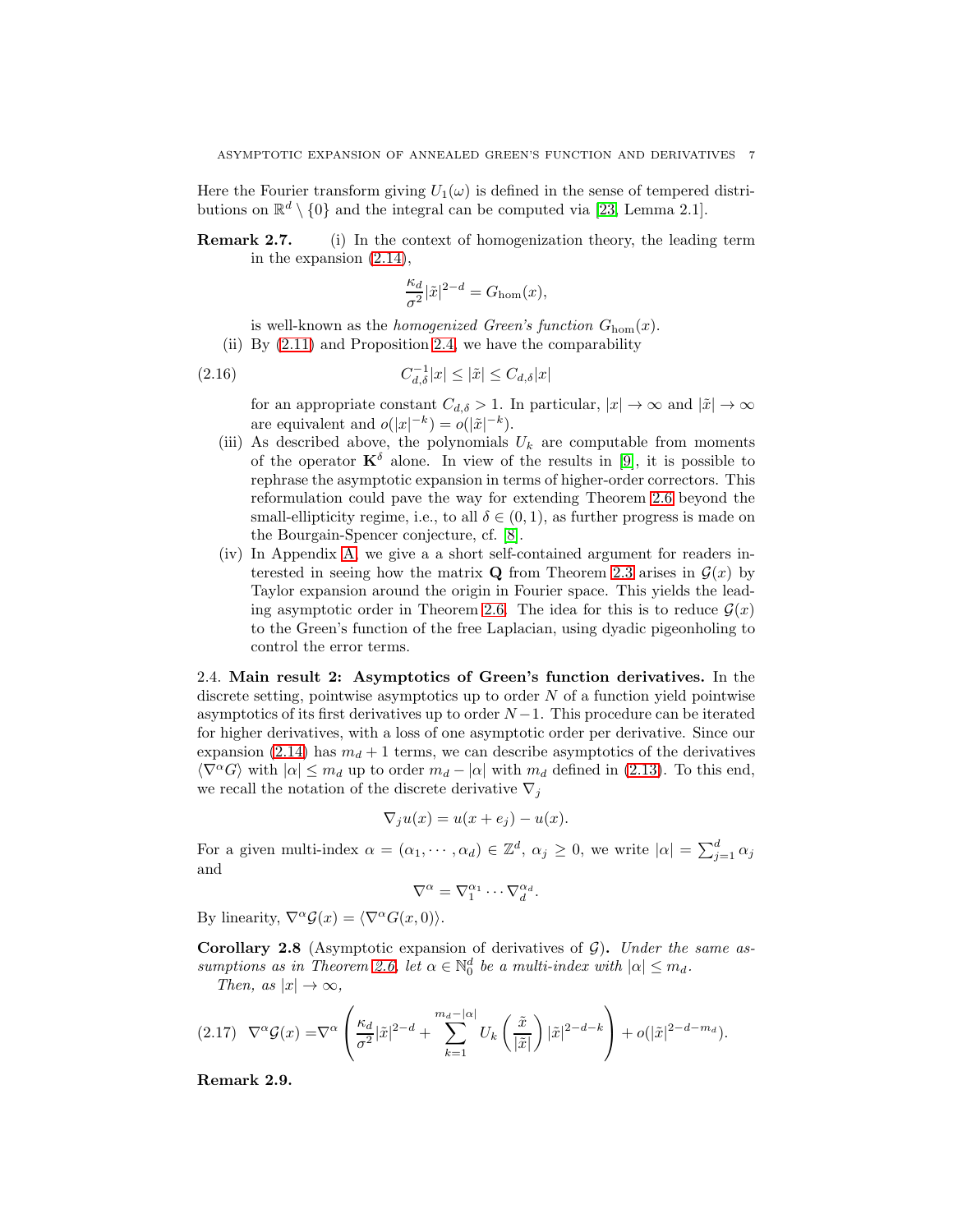Here the Fourier transform giving $U_1(\omega)$ is defined in the sense of tempered distributions on $\mathbb{R}^d \setminus \{0\}$ and the integral can be computed via [23, Lemma 2.1].

**Remark 2.7.** (i) In the context of homogenization theory, the leading term in the expansion (2.14),

$$\frac{\kappa_d}{\sigma^2}|\tilde{x}|^{2-d} = G_{\mathrm{hom}}(x),$$

is well-known as the *homogenized Green's function* $G_{\mathrm{hom}}(x)$.

(ii) By (2.11) and Proposition 2.4, we have the comparability

$$C_{d,\delta}^{-1}|x| \leq |\tilde{x}| \leq C_{d,\delta}|x| \tag{2.16}$$

for an appropriate constant $C_{d,\delta} > 1$. In particular, $|x| \to \infty$ and $|\tilde{x}| \to \infty$ are equivalent and $o(|x|^{-k}) = o(|\tilde{x}|^{-k})$.

(iii) As described above, the polynomials $U_k$ are computable from moments of the operator $\mathbf{K}^\delta$ alone. In view of the results in [9], it is possible to rephrase the asymptotic expansion in terms of higher-order correctors. This reformulation could pave the way for extending Theorem 2.6 beyond the small-ellipticity regime, i.e., to all $\delta \in (0,1)$, as further progress is made on the Bourgain-Spencer conjecture, cf. [8].

(iv) In Appendix A, we give a a short self-contained argument for readers interested in seeing how the matrix $\mathbf{Q}$ from Theorem 2.3 arises in $\mathcal{G}(x)$ by Taylor expansion around the origin in Fourier space. This yields the leading asymptotic order in Theorem 2.6. The idea for this is to reduce $\mathcal{G}(x)$ to the Green's function of the free Laplacian, using dyadic pigeonholing to control the error terms.

2.4. **Main result 2: Asymptotics of Green's function derivatives.** In the discrete setting, pointwise asymptotics up to order $N$ of a function yield pointwise asymptotics of its first derivatives up to order $N-1$. This procedure can be iterated for higher derivatives, with a loss of one asymptotic order per derivative. Since our expansion (2.14) has $m_d + 1$ terms, we can describe asymptotics of the derivatives $\langle \nabla^\alpha G \rangle$ with $|\alpha| \leq m_d$ up to order $m_d - |\alpha|$ with $m_d$ defined in (2.13). To this end, we recall the notation of the discrete derivative $\nabla_j$

$$\nabla_j u(x) = u(x + e_j) - u(x).$$

For a given multi-index $\alpha = (\alpha_1, \cdots, \alpha_d) \in \mathbb{Z}^d$, $\alpha_j \geq 0$, we write $|\alpha| = \sum_{j=1}^d \alpha_j$ and

$$\nabla^\alpha = \nabla_1^{\alpha_1} \cdots \nabla_d^{\alpha_d}.$$

By linearity, $\nabla^\alpha \mathcal{G}(x) = \langle \nabla^\alpha G(x,0) \rangle$.

**Corollary 2.8** (Asymptotic expansion of derivatives of $\mathcal{G}$)**.** *Under the same assumptions as in Theorem 2.6, let $\alpha \in \mathbb{N}_0^d$ be a multi-index with $|\alpha| \leq m_d$.*

*Then, as $|x| \to \infty$,*

$$\nabla^\alpha \mathcal{G}(x) = \nabla^\alpha \left( \frac{\kappa_d}{\sigma^2}|\tilde{x}|^{2-d} + \sum_{k=1}^{m_d - |\alpha|} U_k\left(\frac{\tilde{x}}{|\tilde{x}|}\right)|\tilde{x}|^{2-d-k} \right) + o(|\tilde{x}|^{2-d-m_d}). \tag{2.17}$$

**Remark 2.9.**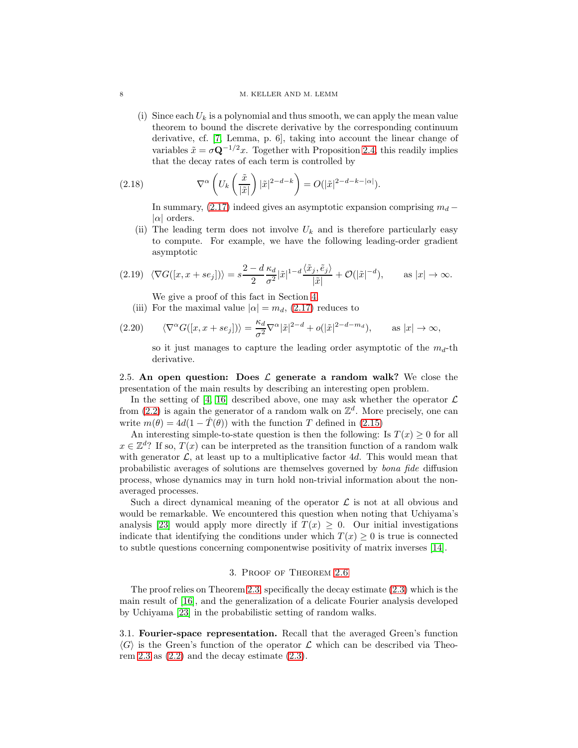(i) Since each $U_k$ is a polynomial and thus smooth, we can apply the mean value theorem to bound the discrete derivative by the corresponding continuum derivative, cf. [7, Lemma, p. 6], taking into account the linear change of variables $\tilde{x} = \sigma \mathbf{Q}^{-1/2} x$. Together with Proposition 2.4, this readily implies that the decay rates of each term is controlled by

$$\nabla^\alpha \left( U_k\left(\frac{\tilde{x}}{|\tilde{x}|}\right) |\tilde{x}|^{2-d-k} \right) = O(|\tilde{x}|^{2-d-k-|\alpha|}). \tag{2.18}$$

In summary, (2.17) indeed gives an asymptotic expansion comprising $m_d - |\alpha|$ orders.

(ii) The leading term does not involve $U_k$ and is therefore particularly easy to compute. For example, we have the following leading-order gradient asymptotic

$$\langle \nabla G([x, x + s e_j]) \rangle = s \frac{2-d}{2} \frac{\kappa_d}{\sigma^2} |\tilde{x}|^{1-d} \frac{\langle \tilde{x}_j, \tilde{e}_j \rangle}{|\tilde{x}|} + \mathcal{O}(|\tilde{x}|^{-d}), \qquad \text{as } |x| \to \infty. \tag{2.19}$$

We give a proof of this fact in Section 4.

(iii) For the maximal value $|\alpha| = m_d$, (2.17) reduces to

$$\langle \nabla^\alpha G([x, x + s e_j]) \rangle = \frac{\kappa_d}{\sigma^2} \nabla^\alpha |\tilde{x}|^{2-d} + o(|\tilde{x}|^{2-d-m_d}), \qquad \text{as } |x| \to \infty, \tag{2.20}$$

so it just manages to capture the leading order asymptotic of the $m_d$-th derivative.

2.5. **An open question: Does $\mathcal{L}$ generate a random walk?** We close the presentation of the main results by describing an interesting open problem.

In the setting of [4, 16] described above, one may ask whether the operator $\mathcal{L}$ from (2.2) is again the generator of a random walk on $\mathbb{Z}^d$. More precisely, one can write $m(\theta) = 4d(1 - \hat{T}(\theta))$ with the function $T$ defined in (2.15)

An interesting simple-to-state question is then the following: Is $T(x) \geq 0$ for all $x \in \mathbb{Z}^d$? If so, $T(x)$ can be interpreted as the transition function of a random walk with generator $\mathcal{L}$, at least up to a multiplicative factor $4d$. This would mean that probabilistic averages of solutions are themselves governed by *bona fide* diffusion process, whose dynamics may in turn hold non-trivial information about the non-averaged processes.

Such a direct dynamical meaning of the operator $\mathcal{L}$ is not at all obvious and would be remarkable. We encountered this question when noting that Uchiyama's analysis [23] would apply more directly if $T(x) \geq 0$. Our initial investigations indicate that identifying the conditions under which $T(x) \geq 0$ is true is connected to subtle questions concerning componentwise positivity of matrix inverses [14].

## 3. Proof of Theorem 2.6

The proof relies on Theorem 2.3, specifically the decay estimate (2.3) which is the main result of [16], and the generalization of a delicate Fourier analysis developed by Uchiyama [23] in the probabilistic setting of random walks.

3.1. **Fourier-space representation.** Recall that the averaged Green's function $\langle G \rangle$ is the Green's function of the operator $\mathcal{L}$ which can be described via Theorem 2.3 as (2.2) and the decay estimate (2.3).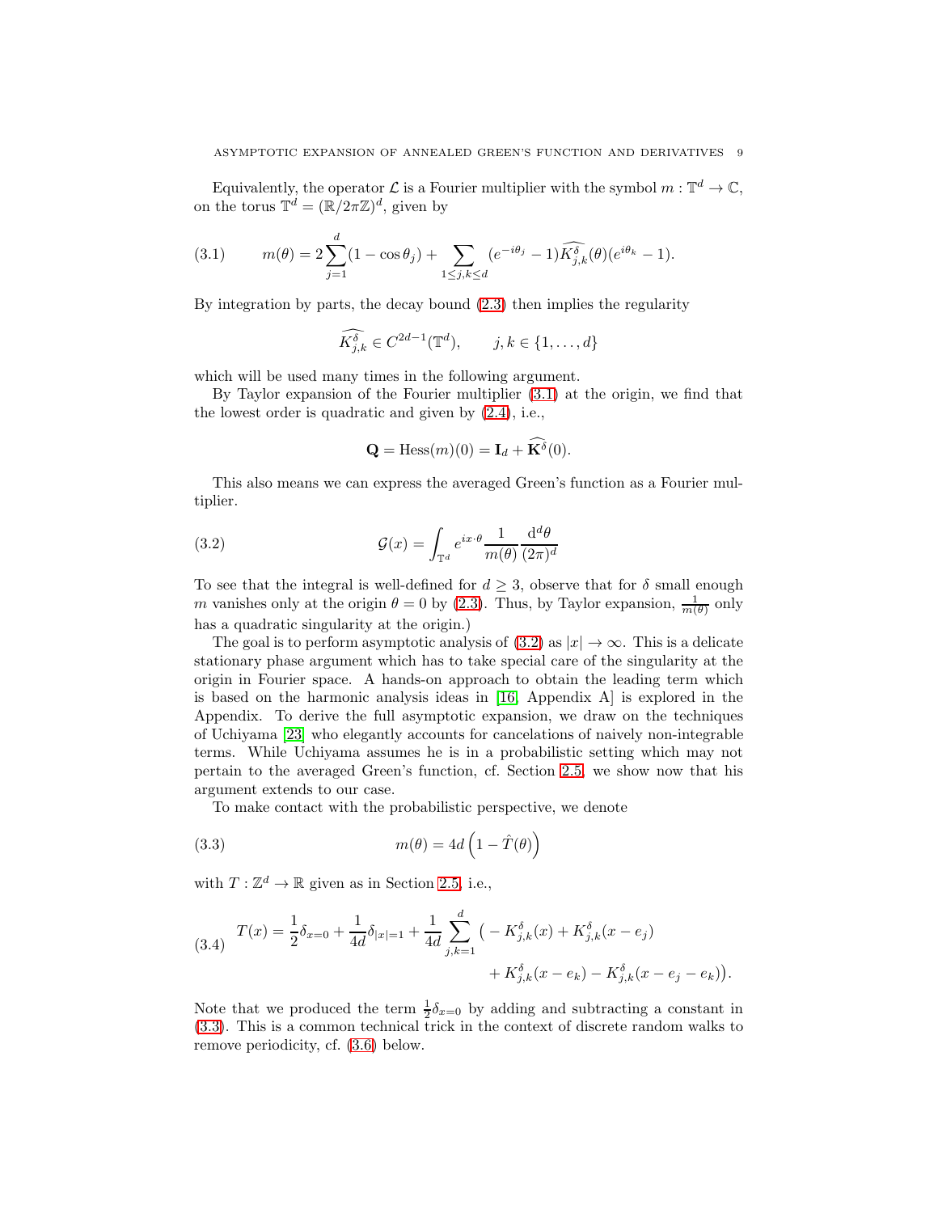Equivalently, the operator $\mathcal{L}$ is a Fourier multiplier with the symbol $m : \mathbb{T}^d \to \mathbb{C}$, on the torus $\mathbb{T}^d = (\mathbb{R}/2\pi\mathbb{Z})^d$, given by

$$
m(\theta) = 2\sum_{j=1}^{d}(1-\cos\theta_j) + \sum_{1\le j,k\le d}(e^{-i\theta_j}-1)\widehat{K^\delta_{j,k}}(\theta)(e^{i\theta_k}-1). \tag{3.1}
$$

By integration by parts, the decay bound (2.3) then implies the regularity

$$
\widehat{K^\delta_{j,k}} \in C^{2d-1}(\mathbb{T}^d), \qquad j,k\in\{1,\ldots,d\}
$$

which will be used many times in the following argument.

By Taylor expansion of the Fourier multiplier (3.1) at the origin, we find that the lowest order is quadratic and given by (2.4), i.e.,

$$
\mathbf{Q} = \mathrm{Hess}(m)(0) = \mathbf{I}_d + \widehat{\mathbf{K}^\delta}(0).
$$

This also means we can express the averaged Green's function as a Fourier multiplier.

$$
\mathcal{G}(x) = \int_{\mathbb{T}^d} e^{ix\cdot\theta}\frac{1}{m(\theta)}\frac{\mathrm{d}^d\theta}{(2\pi)^d} \tag{3.2}
$$

To see that the integral is well-defined for $d\ge 3$, observe that for $\delta$ small enough $m$ vanishes only at the origin $\theta=0$ by (2.3). Thus, by Taylor expansion, $\frac{1}{m(\theta)}$ only has a quadratic singularity at the origin.)

The goal is to perform asymptotic analysis of (3.2) as $|x|\to\infty$. This is a delicate stationary phase argument which has to take special care of the singularity at the origin in Fourier space. A hands-on approach to obtain the leading term which is based on the harmonic analysis ideas in [16, Appendix A] is explored in the Appendix. To derive the full asymptotic expansion, we draw on the techniques of Uchiyama [23] who elegantly accounts for cancelations of naively non-integrable terms. While Uchiyama assumes he is in a probabilistic setting which may not pertain to the averaged Green's function, cf. Section 2.5, we show now that his argument extends to our case.

To make contact with the probabilistic perspective, we denote

$$
m(\theta) = 4d\left(1-\hat{T}(\theta)\right) \tag{3.3}
$$

with $T:\mathbb{Z}^d\to\mathbb{R}$ given as in Section 2.5, i.e.,

$$
\begin{aligned}
T(x) = \frac{1}{2}\delta_{x=0} + \frac{1}{4d}\delta_{|x|=1} + \frac{1}{4d}\sum_{j,k=1}^{d}\big(&-K^\delta_{j,k}(x) + K^\delta_{j,k}(x-e_j)\\
&+K^\delta_{j,k}(x-e_k) - K^\delta_{j,k}(x-e_j-e_k)\big).
\end{aligned} \tag{3.4}
$$

Note that we produced the term $\frac{1}{2}\delta_{x=0}$ by adding and subtracting a constant in (3.3). This is a common technical trick in the context of discrete random walks to remove periodicity, cf. (3.6) below.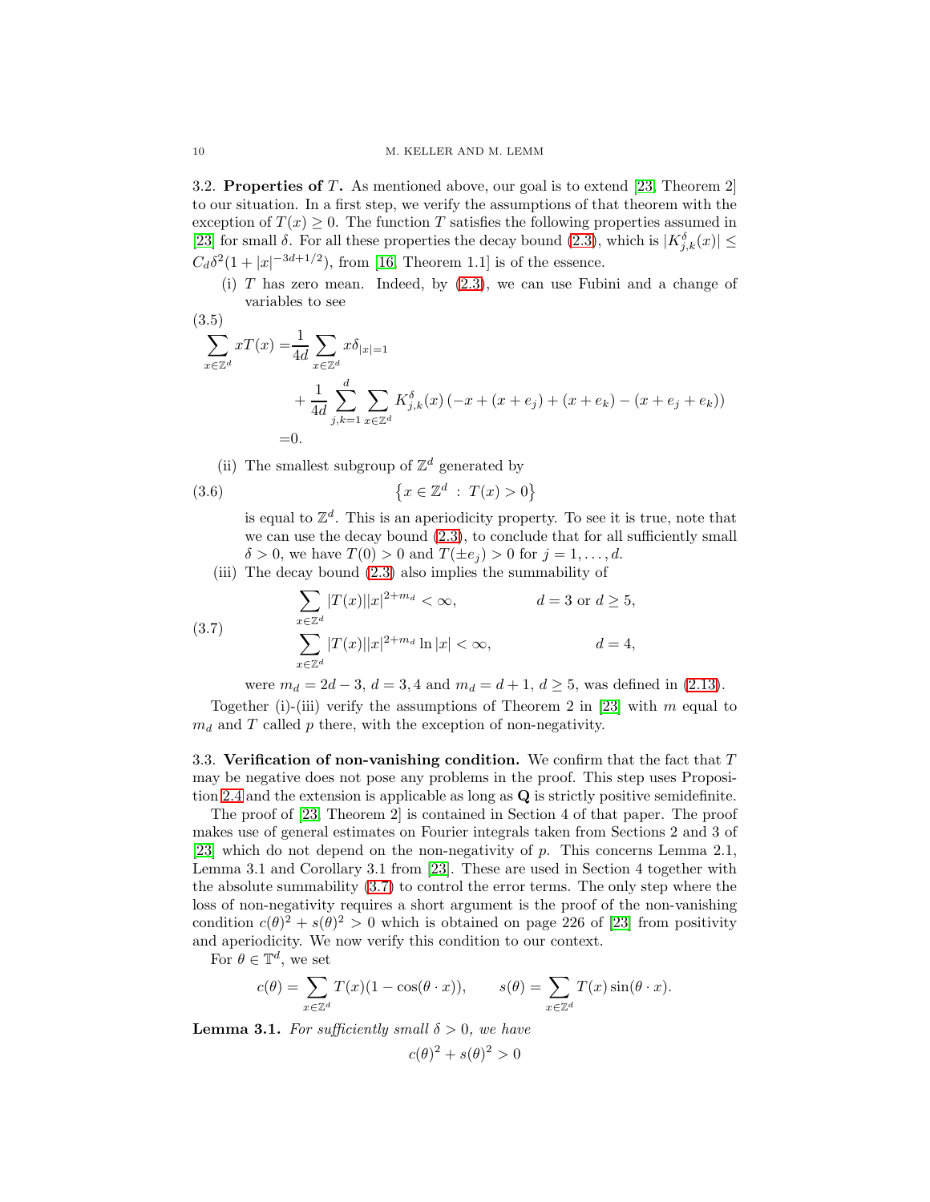### 3.2. Properties of $T$.

As mentioned above, our goal is to extend [23, Theorem 2] to our situation. In a first step, we verify the assumptions of that theorem with the exception of $T(x) \geq 0$. The function $T$ satisfies the following properties assumed in [23] for small $\delta$. For all these properties the decay bound (2.3), which is $|K_{j,k}^\delta(x)| \leq C_d \delta^2 (1+|x|^{-3d+1/2})$, from [16, Theorem 1.1] is of the essence.

(i) $T$ has zero mean. Indeed, by (2.3), we can use Fubini and a change of variables to see

$$
\begin{aligned}
\sum_{x\in\mathbb{Z}^d} xT(x) =& \frac{1}{4d}\sum_{x\in\mathbb{Z}^d} x\delta_{|x|=1} \\
&+ \frac{1}{4d}\sum_{j,k=1}^{d}\sum_{x\in\mathbb{Z}^d} K_{j,k}^\delta(x)\left(-x+(x+e_j)+(x+e_k)-(x+e_j+e_k)\right) \\
=& 0.
\end{aligned}
\tag{3.5}
$$

(ii) The smallest subgroup of $\mathbb{Z}^d$ generated by

$$
\left\{x\in\mathbb{Z}^d \;:\; T(x)>0\right\}
\tag{3.6}
$$

is equal to $\mathbb{Z}^d$. This is an aperiodicity property. To see it is true, note that we can use the decay bound (2.3), to conclude that for all sufficiently small $\delta>0$, we have $T(0)>0$ and $T(\pm e_j)>0$ for $j=1,\ldots,d$.

(iii) The decay bound (2.3) also implies the summability of

$$
\begin{aligned}
&\sum_{x\in\mathbb{Z}^d}|T(x)||x|^{2+m_d}<\infty, && d=3 \text{ or } d\geq 5,\\
&\sum_{x\in\mathbb{Z}^d}|T(x)||x|^{2+m_d}\ln|x|<\infty, && d=4,
\end{aligned}
\tag{3.7}
$$

were $m_d = 2d-3$, $d=3,4$ and $m_d=d+1$, $d\geq 5$, was defined in (2.13).

Together (i)-(iii) verify the assumptions of Theorem 2 in [23] with $m$ equal to $m_d$ and $T$ called $p$ there, with the exception of non-negativity.

### 3.3. Verification of non-vanishing condition.

We confirm that the fact that $T$ may be negative does not pose any problems in the proof. This step uses Proposition 2.4 and the extension is applicable as long as $\mathbf{Q}$ is strictly positive semidefinite.

The proof of [23, Theorem 2] is contained in Section 4 of that paper. The proof makes use of general estimates on Fourier integrals taken from Sections 2 and 3 of [23] which do not depend on the non-negativity of $p$. This concerns Lemma 2.1, Lemma 3.1 and Corollary 3.1 from [23]. These are used in Section 4 together with the absolute summability (3.7) to control the error terms. The only step where the loss of non-negativity requires a short argument is the proof of the non-vanishing condition $c(\theta)^2+s(\theta)^2>0$ which is obtained on page 226 of [23] from positivity and aperiodicity. We now verify this condition to our context.

For $\theta\in\mathbb{T}^d$, we set

$$
c(\theta)=\sum_{x\in\mathbb{Z}^d}T(x)(1-\cos(\theta\cdot x)),\qquad s(\theta)=\sum_{x\in\mathbb{Z}^d}T(x)\sin(\theta\cdot x).
$$

**Lemma 3.1.** *For sufficiently small $\delta>0$, we have*

$$
c(\theta)^2+s(\theta)^2>0
$$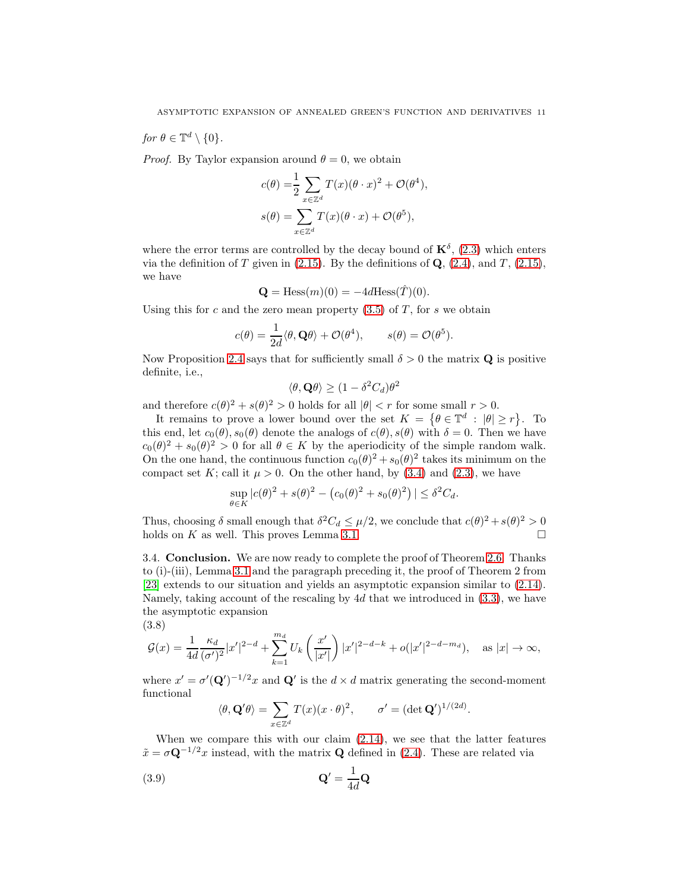*for* $\theta \in \mathbb{T}^d \setminus \{0\}$.

*Proof.* By Taylor expansion around $\theta = 0$, we obtain

$$c(\theta) = \frac{1}{2}\sum_{x\in\mathbb{Z}^d} T(x)(\theta\cdot x)^2 + \mathcal{O}(\theta^4),$$
$$s(\theta) = \sum_{x\in\mathbb{Z}^d} T(x)(\theta\cdot x) + \mathcal{O}(\theta^5),$$

where the error terms are controlled by the decay bound of $\mathbf{K}^\delta$, (2.3) which enters via the definition of $T$ given in (2.15). By the definitions of $\mathbf{Q}$, (2.4), and $T$, (2.15), we have

$$\mathbf{Q} = \mathrm{Hess}(m)(0) = -4d\mathrm{Hess}(\hat{T})(0).$$

Using this for $c$ and the zero mean property (3.5) of $T$, for $s$ we obtain

$$c(\theta) = \frac{1}{2d}\langle\theta, \mathbf{Q}\theta\rangle + \mathcal{O}(\theta^4), \qquad s(\theta) = \mathcal{O}(\theta^5).$$

Now Proposition 2.4 says that for sufficiently small $\delta > 0$ the matrix $\mathbf{Q}$ is positive definite, i.e.,

$$\langle\theta, \mathbf{Q}\theta\rangle \geq (1-\delta^2 C_d)\theta^2$$

and therefore $c(\theta)^2 + s(\theta)^2 > 0$ holds for all $|\theta| < r$ for some small $r > 0$.

It remains to prove a lower bound over the set $K = \{\theta \in \mathbb{T}^d : |\theta| \geq r\}$. To this end, let $c_0(\theta), s_0(\theta)$ denote the analogs of $c(\theta), s(\theta)$ with $\delta = 0$. Then we have $c_0(\theta)^2 + s_0(\theta)^2 > 0$ for all $\theta \in K$ by the aperiodicity of the simple random walk. On the one hand, the continuous function $c_0(\theta)^2 + s_0(\theta)^2$ takes its minimum on the compact set $K$; call it $\mu > 0$. On the other hand, by (3.4) and (2.3), we have

$$\sup_{\theta\in K}\left|c(\theta)^2 + s(\theta)^2 - \left(c_0(\theta)^2 + s_0(\theta)^2\right)\right| \leq \delta^2 C_d.$$

Thus, choosing $\delta$ small enough that $\delta^2 C_d \leq \mu/2$, we conclude that $c(\theta)^2 + s(\theta)^2 > 0$ holds on $K$ as well. This proves Lemma 3.1. $\square$

3.4. **Conclusion.** We are now ready to complete the proof of Theorem 2.6. Thanks to (i)-(iii), Lemma 3.1 and the paragraph preceding it, the proof of Theorem 2 from [23] extends to our situation and yields an asymptotic expansion similar to (2.14). Namely, taking account of the rescaling by $4d$ that we introduced in (3.3), we have the asymptotic expansion

(3.8)
$$\mathcal{G}(x) = \frac{1}{4d}\frac{\kappa_d}{(\sigma')^2}|x'|^{2-d} + \sum_{k=1}^{m_d} U_k\left(\frac{x'}{|x'|}\right)|x'|^{2-d-k} + o(|x'|^{2-d-m_d}), \quad \text{as } |x| \to \infty,$$

where $x' = \sigma'(\mathbf{Q}')^{-1/2}x$ and $\mathbf{Q}'$ is the $d \times d$ matrix generating the second-moment functional

$$\langle\theta, \mathbf{Q}'\theta\rangle = \sum_{x\in\mathbb{Z}^d} T(x)(x\cdot\theta)^2, \qquad \sigma' = (\det\mathbf{Q}')^{1/(2d)}.$$

When we compare this with our claim (2.14), we see that the latter features $\tilde{x} = \sigma\mathbf{Q}^{-1/2}x$ instead, with the matrix $\mathbf{Q}$ defined in (2.4). These are related via

$$\mathbf{Q}' = \frac{1}{4d}\mathbf{Q} \tag{3.9}$$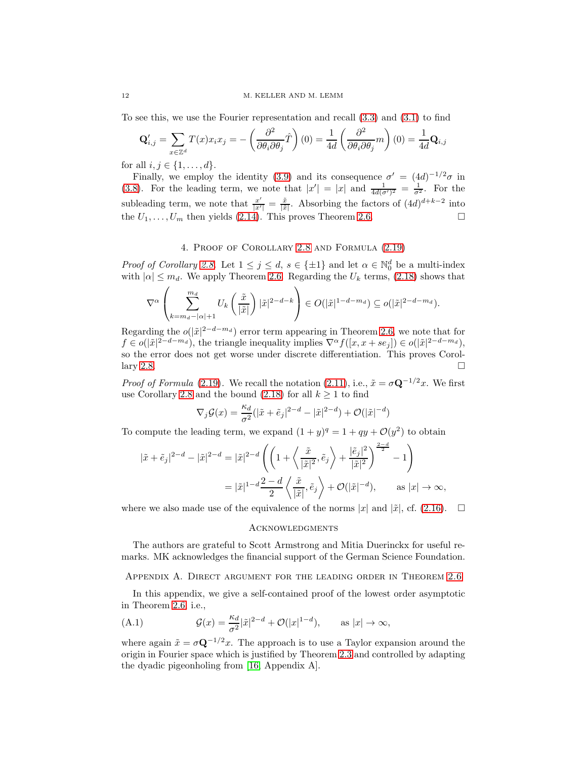To see this, we use the Fourier representation and recall (3.3) and (3.1) to find

$$\mathbf{Q}'_{i,j} = \sum_{x\in\mathbb{Z}^d} T(x) x_i x_j = -\left(\frac{\partial^2}{\partial\theta_i\partial\theta_j}\hat{T}\right)(0) = \frac{1}{4d}\left(\frac{\partial^2}{\partial\theta_i\partial\theta_j} m\right)(0) = \frac{1}{4d}\mathbf{Q}_{i,j}$$

for all $i, j \in \{1, \ldots, d\}$.

Finally, we employ the identity (3.9) and its consequence $\sigma' = (4d)^{-1/2}\sigma$ in (3.8). For the leading term, we note that $|x'| = |x|$ and $\frac{1}{4d(\sigma')^2} = \frac{1}{\sigma^2}$. For the subleading term, we note that $\frac{x'}{|x'|} = \frac{\tilde{x}}{|\tilde{x}|}$. Absorbing the factors of $(4d)^{d+k-2}$ into the $U_1, \ldots, U_m$ then yields (2.14). This proves Theorem 2.6. $\square$

## 4. Proof of Corollary 2.8 and Formula (2.19)

*Proof of Corollary 2.8.* Let $1 \le j \le d$, $s \in \{\pm 1\}$ and let $\alpha \in \mathbb{N}_0^d$ be a multi-index with $|\alpha| \le m_d$. We apply Theorem 2.6. Regarding the $U_k$ terms, (2.18) shows that

$$\nabla^\alpha \left( \sum_{k=m_d-|\alpha|+1}^{m_d} U_k\left(\frac{\tilde{x}}{|\tilde{x}|}\right) |\tilde{x}|^{2-d-k} \right) \in O(|\tilde{x}|^{1-d-m_d}) \subseteq o(|\tilde{x}|^{2-d-m_d}).$$

Regarding the $o(|\tilde{x}|^{2-d-m_d})$ error term appearing in Theorem 2.6, we note that for $f \in o(|\tilde{x}|^{2-d-m_d})$, the triangle inequality implies $\nabla^\alpha f([x, x + se_j]) \in o(|\tilde{x}|^{2-d-m_d})$, so the error does not get worse under discrete differentiation. This proves Corollary 2.8. $\square$

*Proof of Formula* (2.19). We recall the notation (2.11), i.e., $\tilde{x} = \sigma \mathbf{Q}^{-1/2} x$. We first use Corollary 2.8 and the bound (2.18) for all $k \ge 1$ to find

$$\nabla_j \mathcal{G}(x) = \frac{\kappa_d}{\sigma^2}(|\tilde{x} + \tilde{e}_j|^{2-d} - |\tilde{x}|^{2-d}) + \mathcal{O}(|\tilde{x}|^{-d})$$

To compute the leading term, we expand $(1+y)^q = 1 + qy + \mathcal{O}(y^2)$ to obtain

$$\begin{aligned} |\tilde{x} + \tilde{e}_j|^{2-d} - |\tilde{x}|^{2-d} &= |\tilde{x}|^{2-d}\left(\left(1 + \left\langle \frac{\tilde{x}}{|\tilde{x}|^2}, \tilde{e}_j \right\rangle + \frac{|\tilde{e}_j|^2}{|\tilde{x}|^2}\right)^{\frac{2-d}{2}} - 1\right) \\ &= |\tilde{x}|^{1-d}\frac{2-d}{2}\left\langle \frac{\tilde{x}}{|\tilde{x}|}, \tilde{e}_j \right\rangle + \mathcal{O}(|\tilde{x}|^{-d}), \qquad \text{as } |x| \to \infty, \end{aligned}$$

where we also made use of the equivalence of the norms $|x|$ and $|\tilde{x}|$, cf. (2.16). $\square$

## Acknowledgments

The authors are grateful to Scott Armstrong and Mitia Duerinckx for useful remarks. MK acknowledges the financial support of the German Science Foundation.

## Appendix A. Direct argument for the leading order in Theorem 2.6

In this appendix, we give a self-contained proof of the lowest order asymptotic in Theorem 2.6, i.e.,

$$\mathcal{G}(x) = \frac{\kappa_d}{\sigma^2}|\tilde{x}|^{2-d} + \mathcal{O}(|x|^{1-d}), \qquad \text{as } |x| \to \infty, \tag{A.1}$$

where again $\tilde{x} = \sigma \mathbf{Q}^{-1/2} x$. The approach is to use a Taylor expansion around the origin in Fourier space which is justified by Theorem 2.3 and controlled by adapting the dyadic pigeonholing from [16, Appendix A].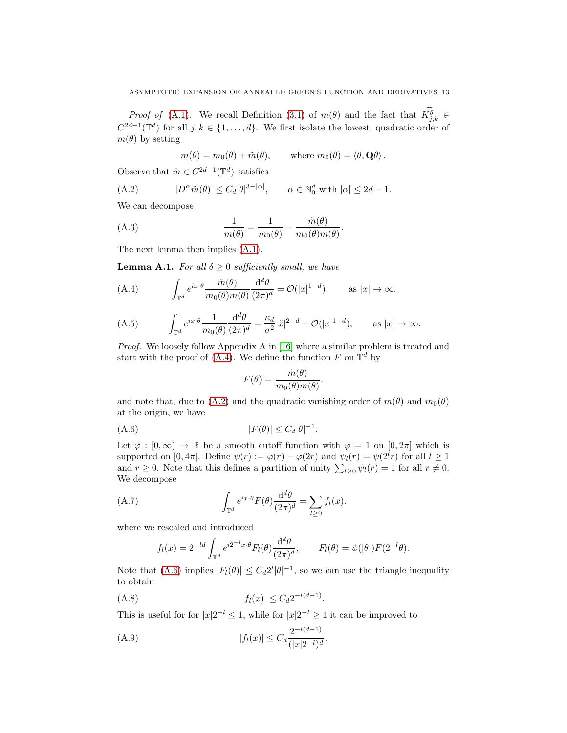*Proof of* (A.1). We recall Definition (3.1) of $m(\theta)$ and the fact that $\widehat{K^{\delta}_{j,k}} \in C^{2d-1}(\mathbb{T}^d)$ for all $j,k \in \{1,\dots,d\}$. We first isolate the lowest, quadratic order of $m(\theta)$ by setting

$$m(\theta) = m_0(\theta) + \tilde{m}(\theta), \qquad \text{where } m_0(\theta) = \langle \theta, \mathbf{Q}\theta \rangle .$$

Observe that $\tilde{m} \in C^{2d-1}(\mathbb{T}^d)$ satisfies

$$|D^{\alpha}\tilde{m}(\theta)| \le C_d |\theta|^{3-|\alpha|}, \qquad \alpha \in \mathbb{N}_0^d \text{ with } |\alpha| \le 2d-1. \tag{A.2}$$

We can decompose

$$\frac{1}{m(\theta)} = \frac{1}{m_0(\theta)} - \frac{\tilde{m}(\theta)}{m_0(\theta)m(\theta)}. \tag{A.3}$$

The next lemma then implies (A.1).

**Lemma A.1.** *For all $\delta \ge 0$ sufficiently small, we have*

$$\int_{\mathbb{T}^d} e^{ix\cdot\theta} \frac{\tilde{m}(\theta)}{m_0(\theta)m(\theta)} \frac{\mathrm{d}^d\theta}{(2\pi)^d} = \mathcal{O}(|x|^{1-d}), \qquad \text{as } |x| \to \infty. \tag{A.4}$$

$$\int_{\mathbb{T}^d} e^{ix\cdot\theta} \frac{1}{m_0(\theta)} \frac{\mathrm{d}^d\theta}{(2\pi)^d} = \frac{\kappa_d}{\sigma^2}|\tilde{x}|^{2-d} + \mathcal{O}(|x|^{1-d}), \qquad \text{as } |x| \to \infty. \tag{A.5}$$

*Proof.* We loosely follow Appendix A in [16] where a similar problem is treated and start with the proof of (A.4). We define the function $F$ on $\mathbb{T}^d$ by

$$F(\theta) = \frac{\tilde{m}(\theta)}{m_0(\theta)m(\theta)}.$$

and note that, due to (A.2) and the quadratic vanishing order of $m(\theta)$ and $m_0(\theta)$ at the origin, we have

$$|F(\theta)| \le C_d |\theta|^{-1}. \tag{A.6}$$

Let $\varphi : [0,\infty) \to \mathbb{R}$ be a smooth cutoff function with $\varphi = 1$ on $[0, 2\pi]$ which is supported on $[0, 4\pi]$. Define $\psi(r) := \varphi(r) - \varphi(2r)$ and $\psi_l(r) = \psi(2^l r)$ for all $l \ge 1$ and $r \ge 0$. Note that this defines a partition of unity $\sum_{l\ge 0}\psi_l(r) = 1$ for all $r \ne 0$. We decompose

$$\int_{\mathbb{T}^d} e^{ix\cdot\theta} F(\theta) \frac{\mathrm{d}^d\theta}{(2\pi)^d} = \sum_{l\ge 0} f_l(x). \tag{A.7}$$

where we rescaled and introduced

$$f_l(x) = 2^{-ld} \int_{\mathbb{T}^d} e^{i2^{-l}x\cdot\theta} F_l(\theta) \frac{\mathrm{d}^d\theta}{(2\pi)^d}, \qquad F_l(\theta) = \psi(|\theta|) F(2^{-l}\theta).$$

Note that (A.6) implies $|F_l(\theta)| \le C_d 2^l |\theta|^{-1}$, so we can use the triangle inequality to obtain

$$|f_l(x)| \le C_d 2^{-l(d-1)}. \tag{A.8}$$

This is useful for for $|x|2^{-l} \le 1$, while for $|x|2^{-l} \ge 1$ it can be improved to

$$|f_l(x)| \le C_d \frac{2^{-l(d-1)}}{(|x|2^{-l})^d}. \tag{A.9}$$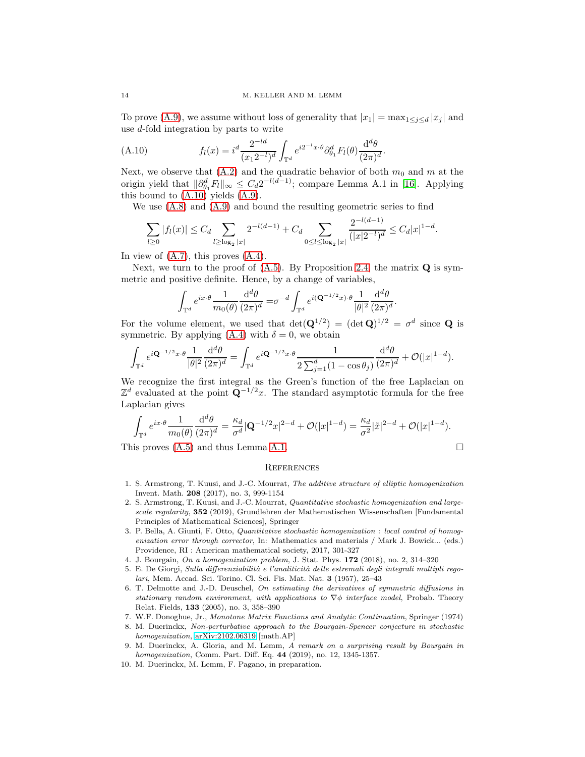To prove (A.9), we assume without loss of generality that $|x_1| = \max_{1\leq j\leq d} |x_j|$ and use $d$-fold integration by parts to write

$$
f_l(x) = i^d \frac{2^{-ld}}{(x_1 2^{-l})^d} \int_{\mathbb{T}^d} e^{i2^{-l}x\cdot\theta} \partial_{\theta_1}^d F_l(\theta) \frac{\mathrm{d}^d\theta}{(2\pi)^d}. \tag{A.10}
$$

Next, we observe that (A.2) and the quadratic behavior of both $m_0$ and $m$ at the origin yield that $\|\partial_{\theta_1}^d F_l\|_\infty \leq C_d 2^{-l(d-1)}$; compare Lemma A.1 in [16]. Applying this bound to (A.10) yields (A.9).

We use (A.8) and (A.9) and bound the resulting geometric series to find

$$
\sum_{l\geq 0} |f_l(x)| \leq C_d \sum_{l\geq \log_2|x|} 2^{-l(d-1)} + C_d \sum_{0\leq l\leq \log_2|x|} \frac{2^{-l(d-1)}}{(|x|2^{-l})^d} \leq C_d |x|^{1-d}.
$$

In view of (A.7), this proves (A.4).

Next, we turn to the proof of (A.5). By Proposition 2.4, the matrix $\mathbf{Q}$ is symmetric and positive definite. Hence, by a change of variables,

$$
\int_{\mathbb{T}^d} e^{ix\cdot\theta} \frac{1}{m_0(\theta)} \frac{\mathrm{d}^d\theta}{(2\pi)^d} = \sigma^{-d} \int_{\mathbb{T}^d} e^{i(\mathbf{Q}^{-1/2}x)\cdot\theta} \frac{1}{|\theta|^2} \frac{\mathrm{d}^d\theta}{(2\pi)^d}.
$$

For the volume element, we used that $\det(\mathbf{Q}^{1/2}) = (\det\mathbf{Q})^{1/2} = \sigma^d$ since $\mathbf{Q}$ is symmetric. By applying (A.4) with $\delta = 0$, we obtain

$$
\int_{\mathbb{T}^d} e^{i\mathbf{Q}^{-1/2}x\cdot\theta} \frac{1}{|\theta|^2} \frac{\mathrm{d}^d\theta}{(2\pi)^d} = \int_{\mathbb{T}^d} e^{i\mathbf{Q}^{-1/2}x\cdot\theta} \frac{1}{2\sum_{j=1}^d (1-\cos\theta_j)} \frac{\mathrm{d}^d\theta}{(2\pi)^d} + \mathcal{O}(|x|^{1-d}).
$$

We recognize the first integral as the Green's function of the free Laplacian on $\mathbb{Z}^d$ evaluated at the point $\mathbf{Q}^{-1/2}x$. The standard asymptotic formula for the free Laplacian gives

$$
\int_{\mathbb{T}^d} e^{ix\cdot\theta} \frac{1}{m_0(\theta)} \frac{\mathrm{d}^d\theta}{(2\pi)^d} = \frac{\kappa_d}{\sigma^d} |\mathbf{Q}^{-1/2}x|^{2-d} + \mathcal{O}(|x|^{1-d}) = \frac{\kappa_d}{\sigma^2} |\tilde{x}|^{2-d} + \mathcal{O}(|x|^{1-d}).
$$

This proves (A.5) and thus Lemma A.1. □

## References

1. S. Armstrong, T. Kuusi, and J.-C. Mourrat, *The additive structure of elliptic homogenization* Invent. Math. **208** (2017), no. 3, 999-1154
2. S. Armstrong, T. Kuusi, and J.-C. Mourrat, *Quantitative stochastic homogenization and large-scale regularity*, **352** (2019), Grundlehren der Mathematischen Wissenschaften [Fundamental Principles of Mathematical Sciences], Springer
3. P. Bella, A. Giunti, F. Otto, *Quantitative stochastic homogenization : local control of homogenization error through corrector*, In: Mathematics and materials / Mark J. Bowick... (eds.) Providence, RI : American mathematical society, 2017, 301-327
4. J. Bourgain, *On a homogenization problem*, J. Stat. Phys. **172** (2018), no. 2, 314–320
5. E. De Giorgi, *Sulla differenziabilità e l'analiticità delle estremali degli integrali multipli regolari*, Mem. Accad. Sci. Torino. Cl. Sci. Fis. Mat. Nat. **3** (1957), 25–43
6. T. Delmotte and J.-D. Deuschel, *On estimating the derivatives of symmetric diffusions in stationary random environment, with applications to ∇φ interface model*, Probab. Theory Relat. Fields, **133** (2005), no. 3, 358–390
7. W.F. Donoghue, Jr., *Monotone Matrix Functions and Analytic Continuation*, Springer (1974)
8. M. Duerinckx, *Non-perturbative approach to the Bourgain-Spencer conjecture in stochastic homogenization*, arXiv:2102.06319 [math.AP]
9. M. Duerinckx, A. Gloria, and M. Lemm, *A remark on a surprising result by Bourgain in homogenization*, Comm. Part. Diff. Eq. **44** (2019), no. 12, 1345-1357.
10. M. Duerinckx, M. Lemm, F. Pagano, in preparation.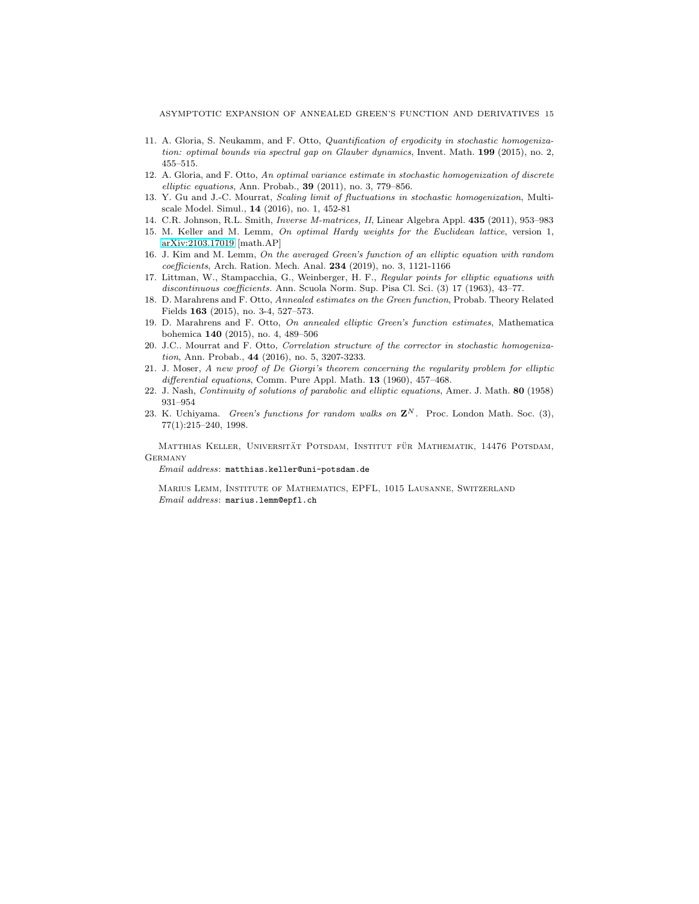11. A. Gloria, S. Neukamm, and F. Otto, *Quantification of ergodicity in stochastic homogenization: optimal bounds via spectral gap on Glauber dynamics*, Invent. Math. **199** (2015), no. 2, 455–515.
12. A. Gloria, and F. Otto, *An optimal variance estimate in stochastic homogenization of discrete elliptic equations*, Ann. Probab., **39** (2011), no. 3, 779–856.
13. Y. Gu and J.-C. Mourrat, *Scaling limit of fluctuations in stochastic homogenization*, Multiscale Model. Simul., **14** (2016), no. 1, 452-81
14. C.R. Johnson, R.L. Smith, *Inverse M-matrices, II*, Linear Algebra Appl. **435** (2011), 953–983
15. M. Keller and M. Lemm, *On optimal Hardy weights for the Euclidean lattice*, version 1, arXiv:2103.17019 [math.AP]
16. J. Kim and M. Lemm, *On the averaged Green's function of an elliptic equation with random coefficients*, Arch. Ration. Mech. Anal. **234** (2019), no. 3, 1121-1166
17. Littman, W., Stampacchia, G., Weinberger, H. F., *Regular points for elliptic equations with discontinuous coefficients*. Ann. Scuola Norm. Sup. Pisa Cl. Sci. (3) 17 (1963), 43–77.
18. D. Marahrens and F. Otto, *Annealed estimates on the Green function*, Probab. Theory Related Fields **163** (2015), no. 3-4, 527–573.
19. D. Marahrens and F. Otto, *On annealed elliptic Green's function estimates*, Mathematica bohemica **140** (2015), no. 4, 489–506
20. J.C.. Mourrat and F. Otto, *Correlation structure of the corrector in stochastic homogenization*, Ann. Probab., **44** (2016), no. 5, 3207-3233.
21. J. Moser, *A new proof of De Giorgi's theorem concerning the regularity problem for elliptic differential equations*, Comm. Pure Appl. Math. **13** (1960), 457–468.
22. J. Nash, *Continuity of solutions of parabolic and elliptic equations*, Amer. J. Math. **80** (1958) 931–954
23. K. Uchiyama. *Green's functions for random walks on* $\mathbf{Z}^N$. Proc. London Math. Soc. (3), 77(1):215–240, 1998.

Matthias Keller, Universität Potsdam, Institut für Mathematik, 14476 Potsdam, Germany

*Email address*: matthias.keller@uni-potsdam.de

Marius Lemm, Institute of Mathematics, EPFL, 1015 Lausanne, Switzerland

*Email address*: marius.lemm@epfl.ch